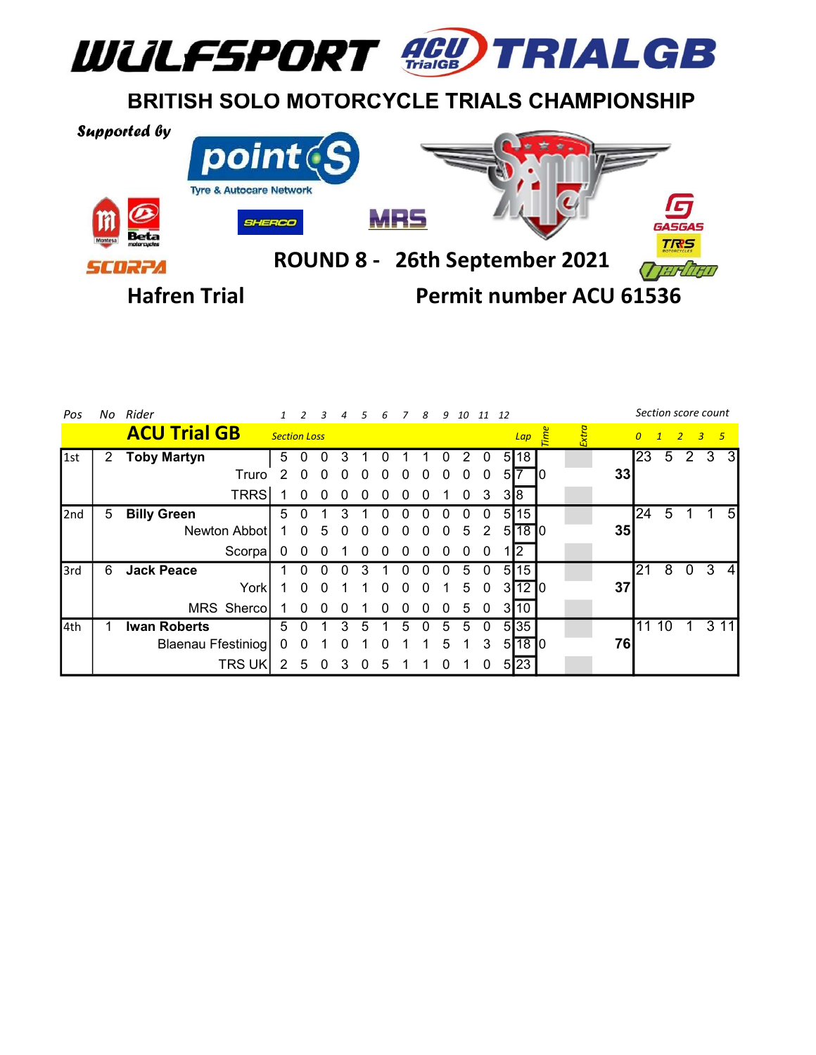# WULFSPORT ACU TRIALGB

## BRITISH SOLO MOTORCYCLE TRIALS CHAMPIONSHIP

Supported by

point S Tyre & Autocare Network

Montesa Beta SHERCO MRS GASGAS TRS SCORPA Vertigo

**ROUND 8 - 26th September 2021**

**Hafren Trial** **Permit number ACU 61536**

| Pos | No | Rider | 1 | 2 | 3 | 4 | 5 | 6 | 7 | 8 | 9 | 10 | 11 | 12 | Lap | Time | Extra | Total | 0 | 1 | 2 | 3 | 5 |
|---|---|---|---|---|---|---|---|---|---|---|---|---|---|---|---|---|---|---|---|---|---|---|---|
| | | **ACU Trial GB** | Section Loss | | | | | | | | | | | | | | | | Section score count | | | | |
| 1st | 2 | **Toby Martyn** | 5 | 0 | 0 | 3 | 1 | 0 | 1 | 1 | 0 | 2 | 0 | 5 | 18 | | | | 23 | 5 | 2 | 3 | 3 |
| | | Truro | 2 | 0 | 0 | 0 | 0 | 0 | 0 | 0 | 0 | 0 | 0 | 5 | 7 | 0 | | 33 | | | | | |
| | | TRRS | 1 | 0 | 0 | 0 | 0 | 0 | 0 | 0 | 1 | 0 | 3 | 3 | 8 | | | | | | | | |
| 2nd | 5 | **Billy Green** | 5 | 0 | 1 | 3 | 1 | 0 | 0 | 0 | 0 | 0 | 0 | 5 | 15 | | | | 24 | 5 | 1 | 1 | 5 |
| | | Newton Abbot | 1 | 0 | 5 | 0 | 0 | 0 | 0 | 0 | 0 | 5 | 2 | 5 | 18 | 0 | | 35 | | | | | |
| | | Scorpa | 0 | 0 | 0 | 1 | 0 | 0 | 0 | 0 | 0 | 0 | 0 | 1 | 2 | | | | | | | | |
| 3rd | 6 | **Jack Peace** | 1 | 0 | 0 | 0 | 3 | 1 | 0 | 0 | 0 | 5 | 0 | 5 | 15 | | | | 21 | 8 | 0 | 3 | 4 |
| | | York | 1 | 0 | 0 | 1 | 1 | 0 | 0 | 0 | 1 | 5 | 0 | 3 | 12 | 0 | | 37 | | | | | |
| | | MRS Sherco | 1 | 0 | 0 | 0 | 1 | 0 | 0 | 0 | 0 | 5 | 0 | 3 | 10 | | | | | | | | |
| 4th | 1 | **Iwan Roberts** | 5 | 0 | 1 | 3 | 5 | 1 | 5 | 0 | 5 | 5 | 0 | 5 | 35 | | | | 11 | 10 | 1 | 3 | 11 |
| | | Blaenau Ffestiniog | 0 | 0 | 1 | 0 | 1 | 0 | 1 | 1 | 5 | 1 | 3 | 5 | 18 | 0 | | 76 | | | | | |
| | | TRS UK | 2 | 5 | 0 | 3 | 0 | 5 | 1 | 1 | 0 | 1 | 0 | 5 | 23 | | | | | | | | |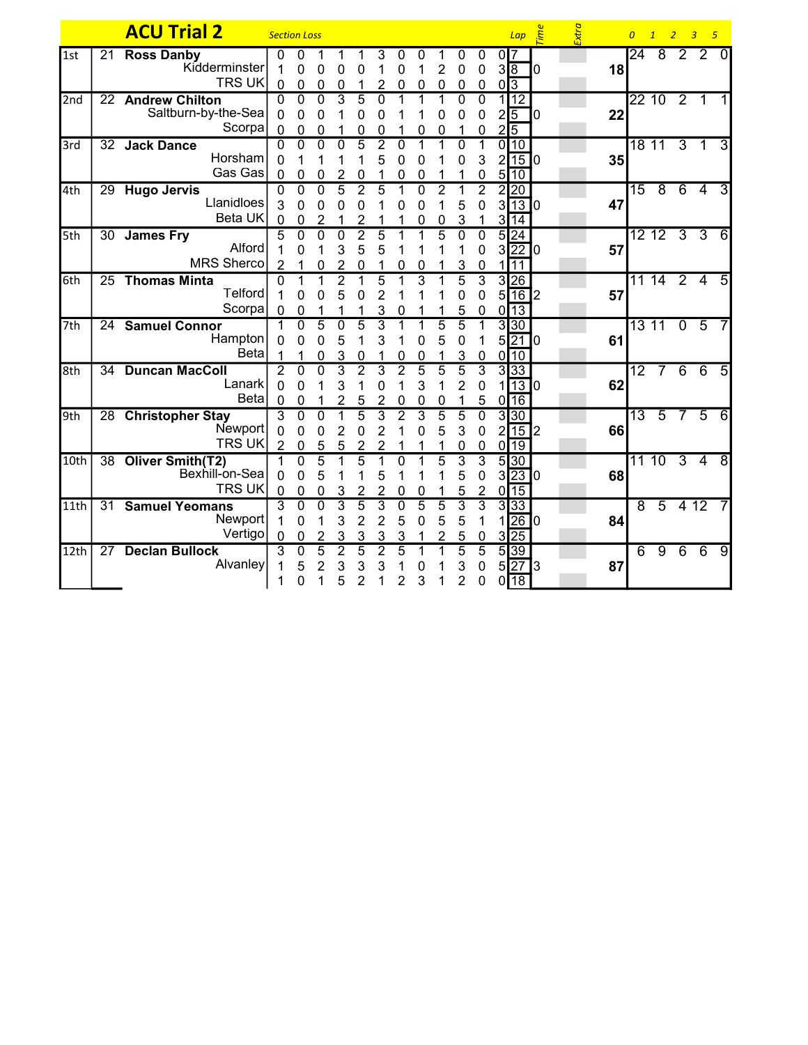# ACU Trial 2

| Pos | No | Rider / Club / Machine | Section Loss | | | | | | | | | | | | Lap | Time | Extra | Total | 0 | 1 | 2 | 3 | 5 |
|---|---|---|---|---|---|---|---|---|---|---|---|---|---|---|---|---|---|---|---|---|---|---|---|
| 1st | 21 | **Ross Danby** | 0 | 0 | 1 | 1 | 1 | 3 | 0 | 0 | 1 | 0 | 0 | 0 | 7 | | | | 24 | 8 | 2 | 2 | 0 |
| | | Kidderminster | 1 | 0 | 0 | 0 | 0 | 1 | 0 | 1 | 2 | 0 | 0 | 3 | 8 | 0 | | **18** | | | | | |
| | | TRS UK | 0 | 0 | 0 | 0 | 1 | 2 | 0 | 0 | 0 | 0 | 0 | 0 | 3 | | | | | | | | |
| 2nd | 22 | **Andrew Chilton** | 0 | 0 | 0 | 3 | 5 | 0 | 1 | 1 | 1 | 0 | 0 | 1 | 12 | | | | 22 | 10 | 2 | 1 | 1 |
| | | Saltburn-by-the-Sea | 0 | 0 | 0 | 1 | 0 | 0 | 1 | 1 | 0 | 0 | 0 | 2 | 5 | 0 | | **22** | | | | | |
| | | Scorpa | 0 | 0 | 0 | 1 | 0 | 0 | 1 | 0 | 0 | 1 | 0 | 2 | 5 | | | | | | | | |
| 3rd | 32 | **Jack Dance** | 0 | 0 | 0 | 0 | 5 | 2 | 0 | 1 | 1 | 0 | 1 | 0 | 10 | | | | 18 | 11 | 3 | 1 | 3 |
| | | Horsham | 0 | 1 | 1 | 1 | 1 | 5 | 0 | 0 | 1 | 0 | 3 | 2 | 15 | 0 | | **35** | | | | | |
| | | Gas Gas | 0 | 0 | 0 | 2 | 0 | 1 | 0 | 0 | 1 | 1 | 0 | 5 | 10 | | | | | | | | |
| 4th | 29 | **Hugo Jervis** | 0 | 0 | 0 | 5 | 2 | 5 | 1 | 0 | 2 | 1 | 2 | 2 | 20 | | | | 15 | 8 | 6 | 4 | 3 |
| | | Llanidloes | 3 | 0 | 0 | 0 | 0 | 1 | 0 | 0 | 1 | 5 | 0 | 3 | 13 | 0 | | **47** | | | | | |
| | | Beta UK | 0 | 0 | 2 | 1 | 2 | 1 | 1 | 0 | 0 | 3 | 1 | 3 | 14 | | | | | | | | |
| 5th | 30 | **James Fry** | 5 | 0 | 0 | 0 | 2 | 5 | 1 | 1 | 5 | 0 | 0 | 5 | 24 | | | | 12 | 12 | 3 | 3 | 6 |
| | | Alford | 1 | 0 | 1 | 3 | 5 | 5 | 1 | 1 | 1 | 1 | 0 | 3 | 22 | 0 | | **57** | | | | | |
| | | MRS Sherco | 2 | 1 | 0 | 2 | 0 | 1 | 0 | 0 | 1 | 3 | 0 | 1 | 11 | | | | | | | | |
| 6th | 25 | **Thomas Minta** | 0 | 1 | 1 | 2 | 1 | 5 | 1 | 3 | 1 | 5 | 3 | 3 | 26 | | | | 11 | 14 | 2 | 4 | 5 |
| | | Telford | 1 | 0 | 0 | 5 | 0 | 2 | 1 | 1 | 1 | 0 | 0 | 5 | 16 | 2 | | **57** | | | | | |
| | | Scorpa | 0 | 0 | 1 | 1 | 1 | 3 | 0 | 1 | 1 | 5 | 0 | 0 | 13 | | | | | | | | |
| 7th | 24 | **Samuel Connor** | 1 | 0 | 5 | 0 | 5 | 3 | 1 | 1 | 5 | 5 | 1 | 3 | 30 | | | | 13 | 11 | 0 | 5 | 7 |
| | | Hampton | 0 | 0 | 0 | 5 | 1 | 3 | 1 | 0 | 5 | 0 | 1 | 5 | 21 | 0 | | **61** | | | | | |
| | | Beta | 1 | 1 | 0 | 3 | 0 | 1 | 0 | 0 | 1 | 3 | 0 | 0 | 10 | | | | | | | | |
| 8th | 34 | **Duncan MacColl** | 2 | 0 | 0 | 3 | 2 | 3 | 2 | 5 | 5 | 5 | 3 | 3 | 33 | | | | 12 | 7 | 6 | 6 | 5 |
| | | Lanark | 0 | 0 | 1 | 3 | 1 | 0 | 1 | 3 | 1 | 2 | 0 | 1 | 13 | 0 | | **62** | | | | | |
| | | Beta | 0 | 0 | 1 | 2 | 5 | 2 | 0 | 0 | 0 | 1 | 5 | 0 | 16 | | | | | | | | |
| 9th | 28 | **Christopher Stay** | 3 | 0 | 0 | 1 | 5 | 3 | 2 | 3 | 5 | 5 | 0 | 3 | 30 | | | | 13 | 5 | 7 | 5 | 6 |
| | | Newport | 0 | 0 | 0 | 2 | 0 | 2 | 1 | 0 | 5 | 3 | 0 | 2 | 15 | 2 | | **66** | | | | | |
| | | TRS UK | 2 | 0 | 5 | 5 | 2 | 2 | 1 | 1 | 1 | 0 | 0 | 0 | 19 | | | | | | | | |
| 10th | 38 | **Oliver Smith(T2)** | 1 | 0 | 5 | 1 | 5 | 1 | 0 | 1 | 5 | 3 | 3 | 5 | 30 | | | | 11 | 10 | 3 | 4 | 8 |
| | | Bexhill-on-Sea | 0 | 0 | 5 | 1 | 1 | 5 | 1 | 1 | 1 | 5 | 0 | 3 | 23 | 0 | | **68** | | | | | |
| | | TRS UK | 0 | 0 | 0 | 3 | 2 | 2 | 0 | 0 | 1 | 5 | 2 | 0 | 15 | | | | | | | | |
| 11th | 31 | **Samuel Yeomans** | 3 | 0 | 0 | 3 | 5 | 3 | 0 | 5 | 5 | 3 | 3 | 3 | 33 | | | | 8 | 5 | 4 | 12 | 7 |
| | | Newport | 1 | 0 | 1 | 3 | 2 | 2 | 5 | 0 | 5 | 5 | 1 | 1 | 26 | 0 | | **84** | | | | | |
| | | Vertigo | 0 | 0 | 2 | 3 | 3 | 3 | 3 | 1 | 2 | 5 | 0 | 3 | 25 | | | | | | | | |
| 12th | 27 | **Declan Bullock** | 3 | 0 | 5 | 2 | 5 | 2 | 5 | 1 | 1 | 5 | 5 | 5 | 39 | | | | 6 | 9 | 6 | 6 | 9 |
| | | Alvanley | 1 | 5 | 2 | 3 | 3 | 3 | 1 | 0 | 1 | 3 | 0 | 5 | 27 | 3 | | **87** | | | | | |
| | | | 1 | 0 | 1 | 5 | 2 | 1 | 2 | 3 | 1 | 2 | 0 | 0 | 18 | | | | | | | | |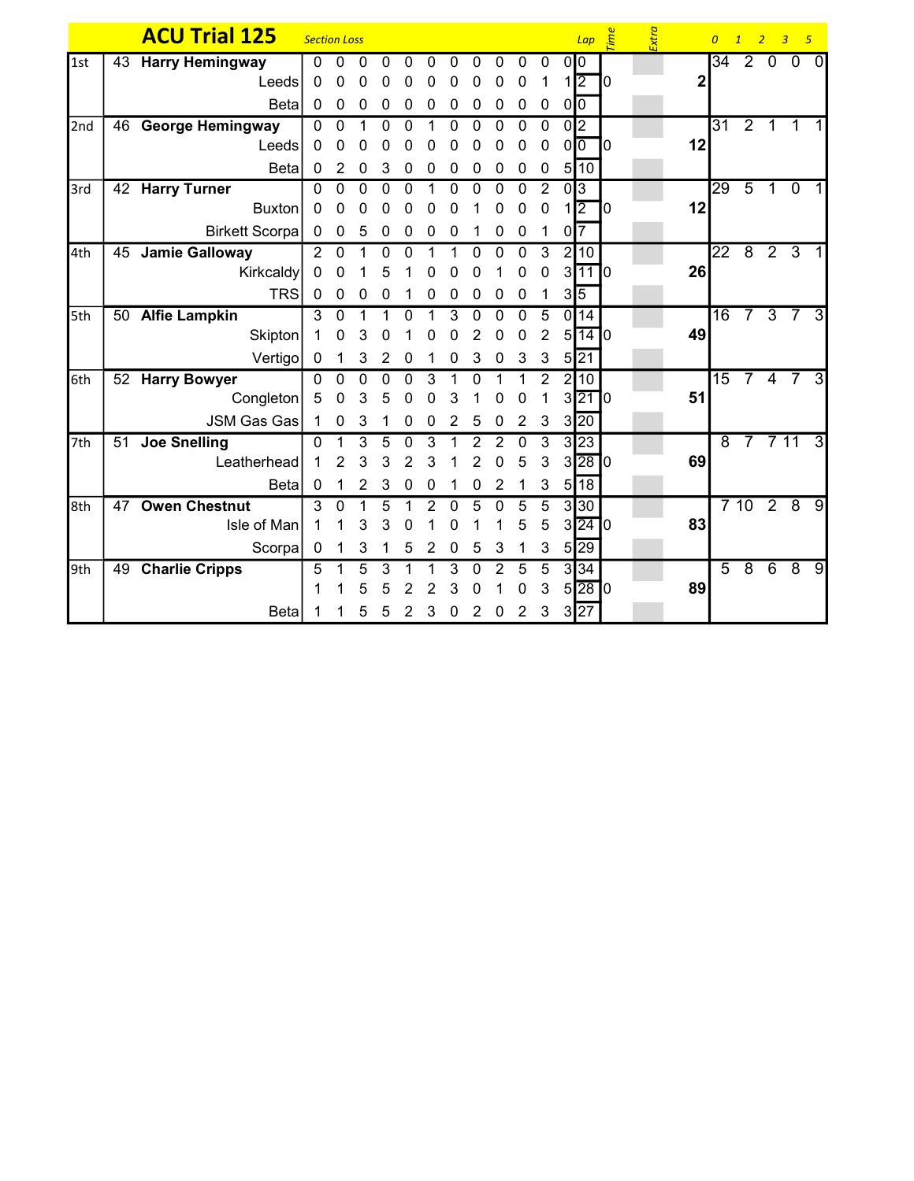| | | ACU Trial 125 | Section Loss | | | | | | | | | | | | Lap | Time | Extra | | 0 | 1 | 2 | 3 | 5 |
|---|---|---|---|---|---|---|---|---|---|---|---|---|---|---|---|---|---|---|---|---|---|---|---|
| 1st | 43 | Harry Hemingway | 0 | 0 | 0 | 0 | 0 | 0 | 0 | 0 | 0 | 0 | 0 | 0 | 0 | | | | 34 | 2 | 0 | 0 | 0 |
| | | Leeds | 0 | 0 | 0 | 0 | 0 | 0 | 0 | 0 | 0 | 0 | 1 | 1 | 2 | 0 | | 2 | | | | | |
| | | Beta | 0 | 0 | 0 | 0 | 0 | 0 | 0 | 0 | 0 | 0 | 0 | 0 | 0 | | | | | | | | |
| 2nd | 46 | George Hemingway | 0 | 0 | 1 | 0 | 0 | 1 | 0 | 0 | 0 | 0 | 0 | 0 | 2 | | | | 31 | 2 | 1 | 1 | 1 |
| | | Leeds | 0 | 0 | 0 | 0 | 0 | 0 | 0 | 0 | 0 | 0 | 0 | 0 | 0 | 0 | | 12 | | | | | |
| | | Beta | 0 | 2 | 0 | 3 | 0 | 0 | 0 | 0 | 0 | 0 | 0 | 5 | 10 | | | | | | | | |
| 3rd | 42 | Harry Turner | 0 | 0 | 0 | 0 | 0 | 1 | 0 | 0 | 0 | 0 | 2 | 0 | 3 | | | | 29 | 5 | 1 | 0 | 1 |
| | | Buxton | 0 | 0 | 0 | 0 | 0 | 0 | 0 | 1 | 0 | 0 | 0 | 1 | 2 | 0 | | 12 | | | | | |
| | | Birkett Scorpa | 0 | 0 | 5 | 0 | 0 | 0 | 0 | 1 | 0 | 0 | 1 | 0 | 7 | | | | | | | | |
| 4th | 45 | Jamie Galloway | 2 | 0 | 1 | 0 | 0 | 1 | 1 | 0 | 0 | 0 | 3 | 2 | 10 | | | | 22 | 8 | 2 | 3 | 1 |
| | | Kirkcaldy | 0 | 0 | 1 | 5 | 1 | 0 | 0 | 0 | 1 | 0 | 0 | 3 | 11 | 0 | | 26 | | | | | |
| | | TRS | 0 | 0 | 0 | 0 | 1 | 0 | 0 | 0 | 0 | 0 | 1 | 3 | 5 | | | | | | | | |
| 5th | 50 | Alfie Lampkin | 3 | 0 | 1 | 1 | 0 | 1 | 3 | 0 | 0 | 0 | 5 | 0 | 14 | | | | 16 | 7 | 3 | 7 | 3 |
| | | Skipton | 1 | 0 | 3 | 0 | 1 | 0 | 0 | 2 | 0 | 0 | 2 | 5 | 14 | 0 | | 49 | | | | | |
| | | Vertigo | 0 | 1 | 3 | 2 | 0 | 1 | 0 | 3 | 0 | 3 | 3 | 5 | 21 | | | | | | | | |
| 6th | 52 | Harry Bowyer | 0 | 0 | 0 | 0 | 0 | 3 | 1 | 0 | 1 | 1 | 2 | 2 | 10 | | | | 15 | 7 | 4 | 7 | 3 |
| | | Congleton | 5 | 0 | 3 | 5 | 0 | 0 | 3 | 1 | 0 | 0 | 1 | 3 | 21 | 0 | | 51 | | | | | |
| | | JSM Gas Gas | 1 | 0 | 3 | 1 | 0 | 0 | 2 | 5 | 0 | 2 | 3 | 3 | 20 | | | | | | | | |
| 7th | 51 | Joe Snelling | 0 | 1 | 3 | 5 | 0 | 3 | 1 | 2 | 2 | 0 | 3 | 3 | 23 | | | | 8 | 7 | 7 | 11 | 3 |
| | | Leatherhead | 1 | 2 | 3 | 3 | 2 | 3 | 1 | 2 | 0 | 5 | 3 | 3 | 28 | 0 | | 69 | | | | | |
| | | Beta | 0 | 1 | 2 | 3 | 0 | 0 | 1 | 0 | 2 | 1 | 3 | 5 | 18 | | | | | | | | |
| 8th | 47 | Owen Chestnut | 3 | 0 | 1 | 5 | 1 | 2 | 0 | 5 | 0 | 5 | 5 | 3 | 30 | | | | 7 | 10 | 2 | 8 | 9 |
| | | Isle of Man | 1 | 1 | 3 | 3 | 0 | 1 | 0 | 1 | 1 | 5 | 5 | 3 | 24 | 0 | | 83 | | | | | |
| | | Scorpa | 0 | 1 | 3 | 1 | 5 | 2 | 0 | 5 | 3 | 1 | 3 | 5 | 29 | | | | | | | | |
| 9th | 49 | Charlie Cripps | 5 | 1 | 5 | 3 | 1 | 1 | 3 | 0 | 2 | 5 | 5 | 3 | 34 | | | | 5 | 8 | 6 | 8 | 9 |
| | | | 1 | 1 | 5 | 5 | 2 | 2 | 3 | 0 | 1 | 0 | 3 | 5 | 28 | 0 | | 89 | | | | | |
| | | Beta | 1 | 1 | 5 | 5 | 2 | 3 | 0 | 2 | 0 | 2 | 3 | 3 | 27 | | | | | | | | |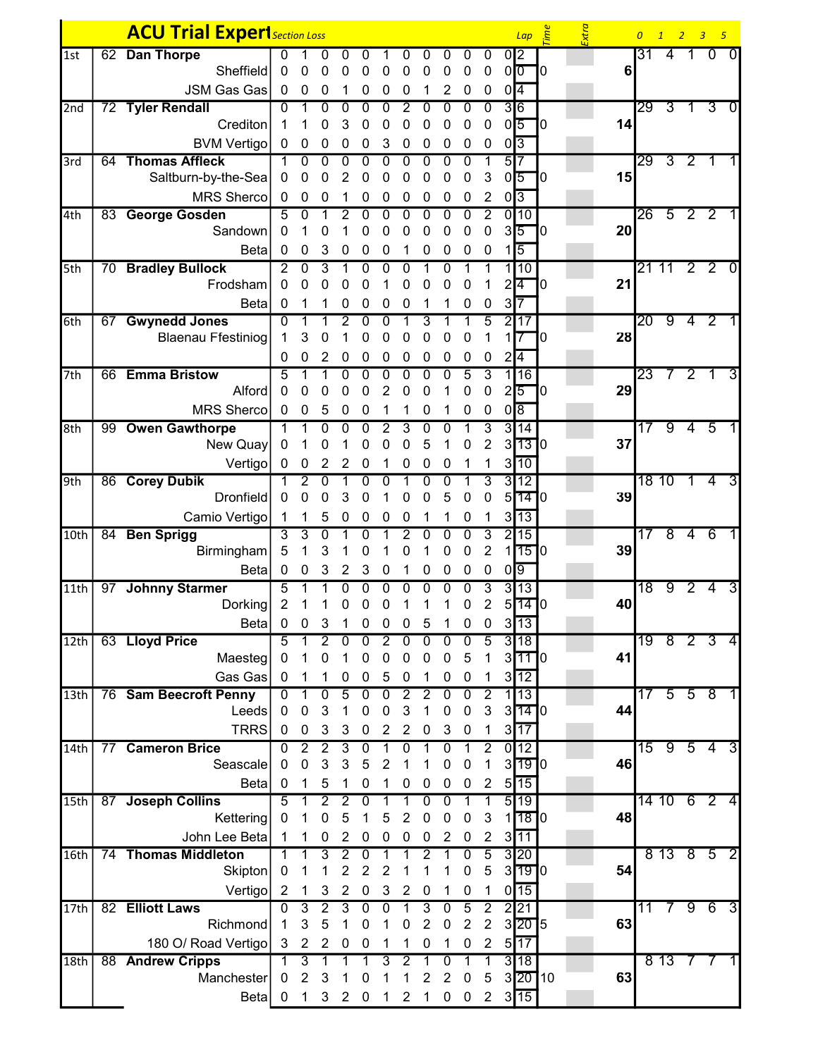| Pos | No. | ACU Trial Expert | Section Loss | | | | | | | | | | | | Lap | Time | Extra | Total | 0 | 1 | 2 | 3 | 5 |
|---|---|---|---|---|---|---|---|---|---|---|---|---|---|---|---|---|---|---|---|---|---|---|---|
| 1st | 62 | Dan Thorpe | 0 | 1 | 0 | 0 | 0 | 1 | 0 | 0 | 0 | 0 | 0 | 0 | 2 | | | | 31 | 4 | 1 | 0 | 0 |
| | | Sheffield | 0 | 0 | 0 | 0 | 0 | 0 | 0 | 0 | 0 | 0 | 0 | 0 | 0 | 0 | | 6 | | | | | |
| | | JSM Gas Gas | 0 | 0 | 0 | 1 | 0 | 0 | 0 | 1 | 2 | 0 | 0 | 0 | 4 | | | | | | | | |
| 2nd | 72 | Tyler Rendall | 0 | 1 | 0 | 0 | 0 | 0 | 2 | 0 | 0 | 0 | 0 | 3 | 6 | | | | 29 | 3 | 1 | 3 | 0 |
| | | Crediton | 1 | 1 | 0 | 3 | 0 | 0 | 0 | 0 | 0 | 0 | 0 | 0 | 5 | 0 | | 14 | | | | | |
| | | BVM Vertigo | 0 | 0 | 0 | 0 | 0 | 3 | 0 | 0 | 0 | 0 | 0 | 0 | 3 | | | | | | | | |
| 3rd | 64 | Thomas Affleck | 1 | 0 | 0 | 0 | 0 | 0 | 0 | 0 | 0 | 0 | 1 | 5 | 7 | | | | 29 | 3 | 2 | 1 | 1 |
| | | Saltburn-by-the-Sea | 0 | 0 | 0 | 2 | 0 | 0 | 0 | 0 | 0 | 0 | 3 | 0 | 5 | 0 | | 15 | | | | | |
| | | MRS Sherco | 0 | 0 | 0 | 1 | 0 | 0 | 0 | 0 | 0 | 0 | 2 | 0 | 3 | | | | | | | | |
| 4th | 83 | George Gosden | 5 | 0 | 1 | 2 | 0 | 0 | 0 | 0 | 0 | 0 | 2 | 0 | 10 | | | | 26 | 5 | 2 | 2 | 1 |
| | | Sandown | 0 | 1 | 0 | 1 | 0 | 0 | 0 | 0 | 0 | 0 | 0 | 3 | 5 | 0 | | 20 | | | | | |
| | | Beta | 0 | 0 | 3 | 0 | 0 | 0 | 1 | 0 | 0 | 0 | 0 | 1 | 5 | | | | | | | | |
| 5th | 70 | Bradley Bullock | 2 | 0 | 3 | 1 | 0 | 0 | 0 | 1 | 0 | 1 | 1 | 1 | 10 | | | | 21 | 11 | 2 | 2 | 0 |
| | | Frodsham | 0 | 0 | 0 | 0 | 0 | 1 | 0 | 0 | 0 | 0 | 1 | 2 | 4 | 0 | | 21 | | | | | |
| | | Beta | 0 | 1 | 1 | 0 | 0 | 0 | 0 | 1 | 1 | 0 | 0 | 3 | 7 | | | | | | | | |
| 6th | 67 | Gwynedd Jones | 0 | 1 | 1 | 2 | 0 | 0 | 1 | 3 | 1 | 1 | 5 | 2 | 17 | | | | 20 | 9 | 4 | 2 | 1 |
| | | Blaenau Ffestiniog | 1 | 3 | 0 | 1 | 0 | 0 | 0 | 0 | 0 | 0 | 1 | 1 | 7 | 0 | | 28 | | | | | |
| | | | 0 | 0 | 2 | 0 | 0 | 0 | 0 | 0 | 0 | 0 | 0 | 2 | 4 | | | | | | | | |
| 7th | 66 | Emma Bristow | 5 | 1 | 1 | 0 | 0 | 0 | 0 | 0 | 0 | 5 | 3 | 1 | 16 | | | | 23 | 7 | 2 | 1 | 3 |
| | | Alford | 0 | 0 | 0 | 0 | 0 | 2 | 0 | 0 | 1 | 0 | 0 | 2 | 5 | 0 | | 29 | | | | | |
| | | MRS Sherco | 0 | 0 | 5 | 0 | 0 | 1 | 1 | 0 | 1 | 0 | 0 | 0 | 8 | | | | | | | | |
| 8th | 99 | Owen Gawthorpe | 1 | 1 | 0 | 0 | 0 | 2 | 3 | 0 | 0 | 1 | 3 | 3 | 14 | | | | 17 | 9 | 4 | 5 | 1 |
| | | New Quay | 0 | 1 | 0 | 1 | 0 | 0 | 0 | 5 | 1 | 0 | 2 | 3 | 13 | 0 | | 37 | | | | | |
| | | Vertigo | 0 | 0 | 2 | 2 | 0 | 1 | 0 | 0 | 0 | 1 | 1 | 3 | 10 | | | | | | | | |
| 9th | 86 | Corey Dubik | 1 | 2 | 0 | 1 | 0 | 0 | 1 | 0 | 0 | 1 | 3 | 3 | 12 | | | | 18 | 10 | 1 | 4 | 3 |
| | | Dronfield | 0 | 0 | 0 | 3 | 0 | 1 | 0 | 0 | 5 | 0 | 0 | 5 | 14 | 0 | | 39 | | | | | |
| | | Camio Vertigo | 1 | 1 | 5 | 0 | 0 | 0 | 0 | 1 | 1 | 0 | 1 | 3 | 13 | | | | | | | | |
| 10th | 84 | Ben Sprigg | 3 | 3 | 0 | 1 | 0 | 1 | 2 | 0 | 0 | 0 | 3 | 2 | 15 | | | | 17 | 8 | 4 | 6 | 1 |
| | | Birmingham | 5 | 1 | 3 | 1 | 0 | 1 | 0 | 1 | 0 | 0 | 2 | 1 | 15 | 0 | | 39 | | | | | |
| | | Beta | 0 | 0 | 3 | 2 | 3 | 0 | 1 | 0 | 0 | 0 | 0 | 0 | 9 | | | | | | | | |
| 11th | 97 | Johnny Starmer | 5 | 1 | 1 | 0 | 0 | 0 | 0 | 0 | 0 | 0 | 3 | 3 | 13 | | | | 18 | 9 | 2 | 4 | 3 |
| | | Dorking | 2 | 1 | 1 | 0 | 0 | 0 | 1 | 1 | 1 | 0 | 2 | 5 | 14 | 0 | | 40 | | | | | |
| | | Beta | 0 | 0 | 3 | 1 | 0 | 0 | 0 | 5 | 1 | 0 | 0 | 3 | 13 | | | | | | | | |
| 12th | 63 | Lloyd Price | 5 | 1 | 2 | 0 | 0 | 2 | 0 | 0 | 0 | 0 | 5 | 3 | 18 | | | | 19 | 8 | 2 | 3 | 4 |
| | | Maesteg | 0 | 1 | 0 | 1 | 0 | 0 | 0 | 0 | 0 | 5 | 1 | 3 | 11 | 0 | | 41 | | | | | |
| | | Gas Gas | 0 | 1 | 1 | 0 | 0 | 5 | 0 | 1 | 0 | 0 | 1 | 3 | 12 | | | | | | | | |
| 13th | 76 | Sam Beecroft Penny | 0 | 1 | 0 | 5 | 0 | 0 | 2 | 2 | 0 | 0 | 2 | 1 | 13 | | | | 17 | 5 | 5 | 8 | 1 |
| | | Leeds | 0 | 0 | 3 | 1 | 0 | 0 | 3 | 1 | 0 | 0 | 3 | 3 | 14 | 0 | | 44 | | | | | |
| | | TRRS | 0 | 0 | 3 | 3 | 0 | 2 | 2 | 0 | 3 | 0 | 1 | 3 | 17 | | | | | | | | |
| 14th | 77 | Cameron Brice | 0 | 2 | 2 | 3 | 0 | 1 | 0 | 1 | 0 | 1 | 2 | 0 | 12 | | | | 15 | 9 | 5 | 4 | 3 |
| | | Seascale | 0 | 0 | 3 | 3 | 5 | 2 | 1 | 1 | 0 | 0 | 1 | 3 | 19 | 0 | | 46 | | | | | |
| | | Beta | 0 | 1 | 5 | 1 | 0 | 1 | 0 | 0 | 0 | 0 | 2 | 5 | 15 | | | | | | | | |
| 15th | 87 | Joseph Collins | 5 | 1 | 2 | 2 | 0 | 1 | 1 | 0 | 0 | 1 | 1 | 5 | 19 | | | | 14 | 10 | 6 | 2 | 4 |
| | | Kettering | 0 | 1 | 0 | 5 | 1 | 5 | 2 | 0 | 0 | 0 | 3 | 1 | 18 | 0 | | 48 | | | | | |
| | | John Lee Beta | 1 | 1 | 0 | 2 | 0 | 0 | 0 | 0 | 2 | 0 | 2 | 3 | 11 | | | | | | | | |
| 16th | 74 | Thomas Middleton | 1 | 1 | 3 | 2 | 0 | 1 | 1 | 2 | 1 | 0 | 5 | 3 | 20 | | | | 8 | 13 | 8 | 5 | 2 |
| | | Skipton | 0 | 1 | 1 | 2 | 2 | 2 | 1 | 1 | 1 | 0 | 5 | 3 | 19 | 0 | | 54 | | | | | |
| | | Vertigo | 2 | 1 | 3 | 2 | 0 | 3 | 2 | 0 | 1 | 0 | 1 | 0 | 15 | | | | | | | | |
| 17th | 82 | Elliott Laws | 0 | 3 | 2 | 3 | 0 | 0 | 1 | 3 | 0 | 5 | 2 | 2 | 21 | | | | 11 | 7 | 9 | 6 | 3 |
| | | Richmond | 1 | 3 | 5 | 1 | 0 | 1 | 0 | 2 | 0 | 2 | 2 | 3 | 20 | 5 | | 63 | | | | | |
| | | 180 O/ Road Vertigo | 3 | 2 | 2 | 0 | 0 | 1 | 1 | 0 | 1 | 0 | 2 | 5 | 17 | | | | | | | | |
| 18th | 88 | Andrew Cripps | 1 | 3 | 1 | 1 | 1 | 3 | 2 | 1 | 0 | 1 | 1 | 3 | 18 | | | | 8 | 13 | 7 | 7 | 1 |
| | | Manchester | 0 | 2 | 3 | 1 | 0 | 1 | 1 | 2 | 2 | 0 | 5 | 3 | 20 | 10 | | 63 | | | | | |
| | | Beta | 0 | 1 | 3 | 2 | 0 | 1 | 2 | 1 | 0 | 0 | 2 | 3 | 15 | | | | | | | | |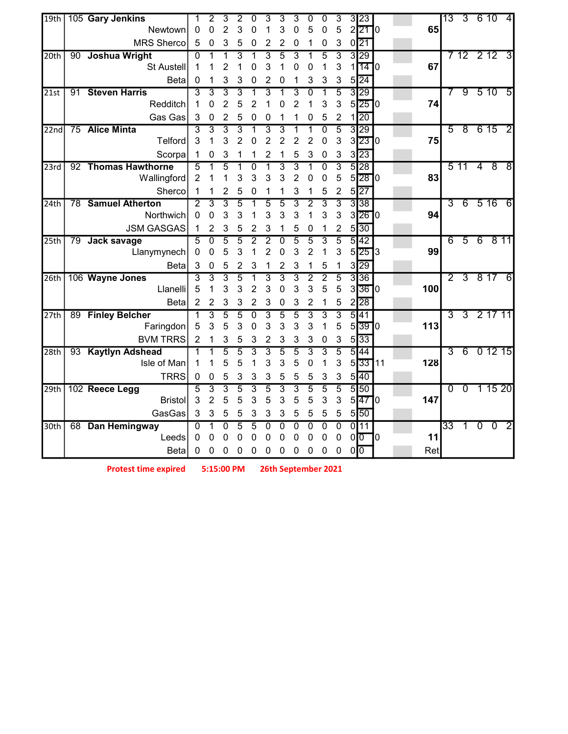| | | | | | | | | | | | | | | | | | | | | | |
|---|---|---|---|---|---|---|---|---|---|---|---|---|---|---|---|---|---|---|---|---|---|
| 19th | 105 | **Gary Jenkins** | 1 | 2 | 3 | 2 | 0 | 3 | 3 | 3 | 0 | 0 | 3 | 3 | 23 | | | 13 | 3 | 6 | 10 | 4 |
| | | Newtown | 0 | 0 | 2 | 3 | 0 | 1 | 3 | 0 | 5 | 0 | 5 | 2 | 21 | 0 | **65** | | | | | |
| | | MRS Sherco | 5 | 0 | 3 | 5 | 0 | 2 | 2 | 0 | 1 | 0 | 3 | 0 | 21 | | | | | | | |
| 20th | 90 | **Joshua Wright** | 0 | 1 | 1 | 3 | 1 | 3 | 5 | 3 | 1 | 5 | 3 | 3 | 29 | | | 7 | 12 | 2 | 12 | 3 |
| | | St Austell | 1 | 1 | 2 | 1 | 0 | 3 | 1 | 0 | 0 | 1 | 3 | 1 | 14 | 0 | **67** | | | | | |
| | | Beta | 0 | 1 | 3 | 3 | 0 | 2 | 0 | 1 | 3 | 3 | 3 | 5 | 24 | | | | | | | |
| 21st | 91 | **Steven Harris** | 3 | 3 | 3 | 3 | 1 | 3 | 1 | 3 | 0 | 1 | 5 | 3 | 29 | | | 7 | 9 | 5 | 10 | 5 |
| | | Redditch | 1 | 0 | 2 | 5 | 2 | 1 | 0 | 2 | 1 | 3 | 3 | 5 | 25 | 0 | **74** | | | | | |
| | | Gas Gas | 3 | 0 | 2 | 5 | 0 | 0 | 1 | 1 | 0 | 5 | 2 | 1 | 20 | | | | | | | |
| 22nd | 75 | **Alice Minta** | 3 | 3 | 3 | 3 | 1 | 3 | 3 | 1 | 1 | 0 | 5 | 3 | 29 | | | 5 | 8 | 6 | 15 | 2 |
| | | Telford | 3 | 1 | 3 | 2 | 0 | 2 | 2 | 2 | 2 | 0 | 3 | 3 | 23 | 0 | **75** | | | | | |
| | | Scorpa | 1 | 0 | 3 | 1 | 1 | 2 | 1 | 5 | 3 | 0 | 3 | 3 | 23 | | | | | | | |
| 23rd | 92 | **Thomas Hawthorne** | 5 | 1 | 5 | 1 | 0 | 1 | 3 | 3 | 1 | 0 | 3 | 5 | 28 | | | 5 | 11 | 4 | 8 | 8 |
| | | Wallingford | 2 | 1 | 1 | 3 | 3 | 3 | 3 | 2 | 0 | 0 | 5 | 5 | 28 | 0 | **83** | | | | | |
| | | Sherco | 1 | 1 | 2 | 5 | 0 | 1 | 1 | 3 | 1 | 5 | 2 | 5 | 27 | | | | | | | |
| 24th | 78 | **Samuel Atherton** | 2 | 3 | 3 | 5 | 1 | 5 | 5 | 3 | 2 | 3 | 3 | 3 | 38 | | | 3 | 6 | 5 | 16 | 6 |
| | | Northwich | 0 | 0 | 3 | 3 | 1 | 3 | 3 | 3 | 1 | 3 | 3 | 3 | 26 | 0 | **94** | | | | | |
| | | JSM GASGAS | 1 | 2 | 3 | 5 | 2 | 3 | 1 | 5 | 0 | 1 | 2 | 5 | 30 | | | | | | | |
| 25th | 79 | **Jack savage** | 5 | 0 | 5 | 5 | 2 | 2 | 0 | 5 | 5 | 3 | 5 | 5 | 42 | | | 6 | 5 | 6 | 8 | 11 |
| | | Llanymynech | 0 | 0 | 5 | 3 | 1 | 2 | 0 | 3 | 2 | 1 | 3 | 5 | 25 | 3 | **99** | | | | | |
| | | Beta | 3 | 0 | 5 | 2 | 3 | 1 | 2 | 3 | 1 | 5 | 1 | 3 | 29 | | | | | | | |
| 26th | 106 | **Wayne Jones** | 3 | 3 | 3 | 5 | 1 | 3 | 3 | 3 | 2 | 2 | 5 | 3 | 36 | | | 2 | 3 | 8 | 17 | 6 |
| | | Llanelli | 5 | 1 | 3 | 3 | 2 | 3 | 0 | 3 | 3 | 5 | 5 | 3 | 36 | 0 | **100** | | | | | |
| | | Beta | 2 | 2 | 3 | 3 | 2 | 3 | 0 | 3 | 2 | 1 | 5 | 2 | 28 | | | | | | | |
| 27th | 89 | **Finley Belcher** | 1 | 3 | 5 | 5 | 0 | 3 | 5 | 5 | 3 | 3 | 3 | 5 | 41 | | | 3 | 3 | 2 | 17 | 11 |
| | | Faringdon | 5 | 3 | 5 | 3 | 0 | 3 | 3 | 3 | 3 | 1 | 5 | 5 | 39 | 0 | **113** | | | | | |
| | | BVM TRRS | 2 | 1 | 3 | 5 | 3 | 2 | 3 | 3 | 3 | 0 | 3 | 5 | 33 | | | | | | | |
| 28th | 93 | **Kaytlyn Adshead** | 1 | 1 | 5 | 5 | 3 | 3 | 5 | 5 | 3 | 3 | 5 | 5 | 44 | | | 3 | 6 | 0 | 12 | 15 |
| | | Isle of Man | 1 | 1 | 5 | 5 | 1 | 3 | 3 | 5 | 0 | 1 | 3 | 5 | 33 | 11 | **128** | | | | | |
| | | TRRS | 0 | 0 | 5 | 3 | 3 | 3 | 5 | 5 | 5 | 3 | 3 | 5 | 40 | | | | | | | |
| 29th | 102 | **Reece Legg** | 5 | 3 | 3 | 5 | 3 | 5 | 3 | 3 | 5 | 5 | 5 | 5 | 50 | | | 0 | 0 | 1 | 15 | 20 |
| | | Bristol | 3 | 2 | 5 | 5 | 3 | 5 | 3 | 5 | 5 | 3 | 3 | 5 | 47 | 0 | **147** | | | | | |
| | | GasGas | 3 | 3 | 5 | 5 | 3 | 3 | 3 | 5 | 5 | 5 | 5 | 5 | 50 | | | | | | | |
| 30th | 68 | **Dan Hemingway** | 0 | 1 | 0 | 5 | 5 | 0 | 0 | 0 | 0 | 0 | 0 | 0 | 11 | | | 33 | 1 | 0 | 0 | 2 |
| | | Leeds | 0 | 0 | 0 | 0 | 0 | 0 | 0 | 0 | 0 | 0 | 0 | 0 | 0 | 0 | **11** | | | | | |
| | | Beta | 0 | 0 | 0 | 0 | 0 | 0 | 0 | 0 | 0 | 0 | 0 | 0 | 0 | | Ret | | | | | |

**Protest time expired 5:15:00 PM 26th September 2021**